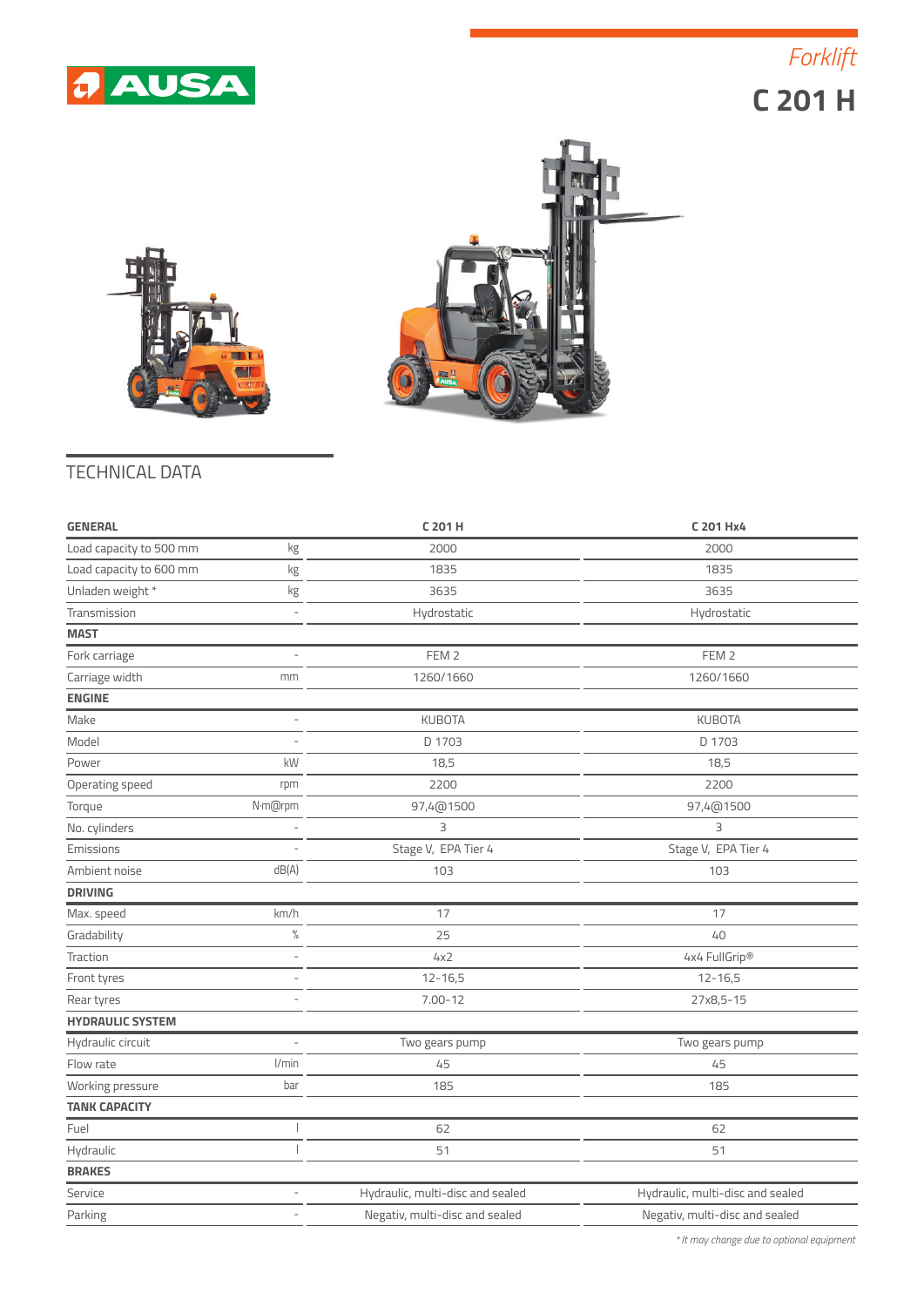AUSA

*Forklift*

# C 201 H

## TECHNICAL DATA

| GENERAL | | C 201 H | C 201 Hx4 |
|---|---|---|---|
| Load capacity to 500 mm | kg | 2000 | 2000 |
| Load capacity to 600 mm | kg | 1835 | 1835 |
| Unladen weight * | kg | 3635 | 3635 |
| Transmission | - | Hydrostatic | Hydrostatic |
| **MAST** | | | |
| Fork carriage | - | FEM 2 | FEM 2 |
| Carriage width | mm | 1260/1660 | 1260/1660 |
| **ENGINE** | | | |
| Make | - | KUBOTA | KUBOTA |
| Model | - | D 1703 | D 1703 |
| Power | kW | 18,5 | 18,5 |
| Operating speed | rpm | 2200 | 2200 |
| Torque | N·m@rpm | 97,4@1500 | 97,4@1500 |
| No. cylinders | - | 3 | 3 |
| Emissions | - | Stage V, EPA Tier 4 | Stage V, EPA Tier 4 |
| Ambient noise | dB(A) | 103 | 103 |
| **DRIVING** | | | |
| Max. speed | km/h | 17 | 17 |
| Gradability | % | 25 | 40 |
| Traction | - | 4x2 | 4x4 FullGrip® |
| Front tyres | - | 12-16,5 | 12-16,5 |
| Rear tyres | - | 7.00-12 | 27x8,5-15 |
| **HYDRAULIC SYSTEM** | | | |
| Hydraulic circuit | - | Two gears pump | Two gears pump |
| Flow rate | l/min | 45 | 45 |
| Working pressure | bar | 185 | 185 |
| **TANK CAPACITY** | | | |
| Fuel | l | 62 | 62 |
| Hydraulic | l | 51 | 51 |
| **BRAKES** | | | |
| Service | - | Hydraulic, multi-disc and sealed | Hydraulic, multi-disc and sealed |
| Parking | - | Negativ, multi-disc and sealed | Negativ, multi-disc and sealed |

*\* It may change due to optional equipment*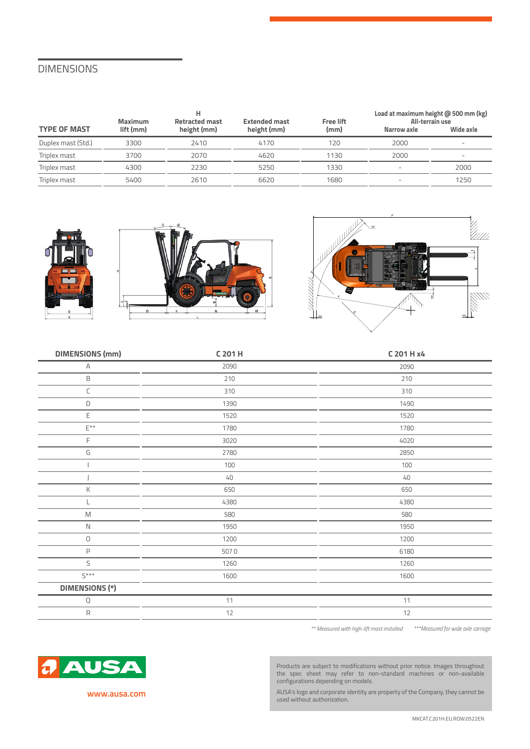## DIMENSIONS

| TYPE OF MAST | Maximum lift (mm) | H Retracted mast height (mm) | Extended mast height (mm) | Free lift (mm) | Load at maximum height @ 500 mm (kg) All-terrain use | |
|---|---|---|---|---|---|---|
| | | | | | Narrow axle | Wide axle |
| Duplex mast (Std.) | 3300 | 2410 | 4170 | 120 | 2000 | - |
| Triplex mast | 3700 | 2070 | 4620 | 1130 | 2000 | - |
| Triplex mast | 4300 | 2230 | 5250 | 1330 | - | 2000 |
| Triplex mast | 5400 | 2610 | 6620 | 1680 | - | 1250 |

| DIMENSIONS (mm) | C 201 H | C 201 H x4 |
|---|---|---|
| A | 2090 | 2090 |
| B | 210 | 210 |
| C | 310 | 310 |
| D | 1390 | 1490 |
| E | 1520 | 1520 |
| E** | 1780 | 1780 |
| F | 3020 | 4020 |
| G | 2780 | 2850 |
| I | 100 | 100 |
| J | 40 | 40 |
| K | 650 | 650 |
| L | 4380 | 4380 |
| M | 580 | 580 |
| N | 1950 | 1950 |
| O | 1200 | 1200 |
| P | 5070 | 6180 |
| S | 1260 | 1260 |
| S*** | 1600 | 1600 |
| **DIMENSIONS (°)** | | |
| Q | 11 | 11 |
| R | 12 | 12 |

*** Measured with high-lift mast installed*  *\*\*\*Measured for wide axle carriage*

www.ausa.com

Products are subject to modifications without prior notice. Images throughout the spec sheet may refer to non-standard machines or non-available configurations depending on models.

AUSA's logo and corporate identity are property of the Company, they cannot be used without authorization.

MKCAT.C201H.EU.ROW.0522EN